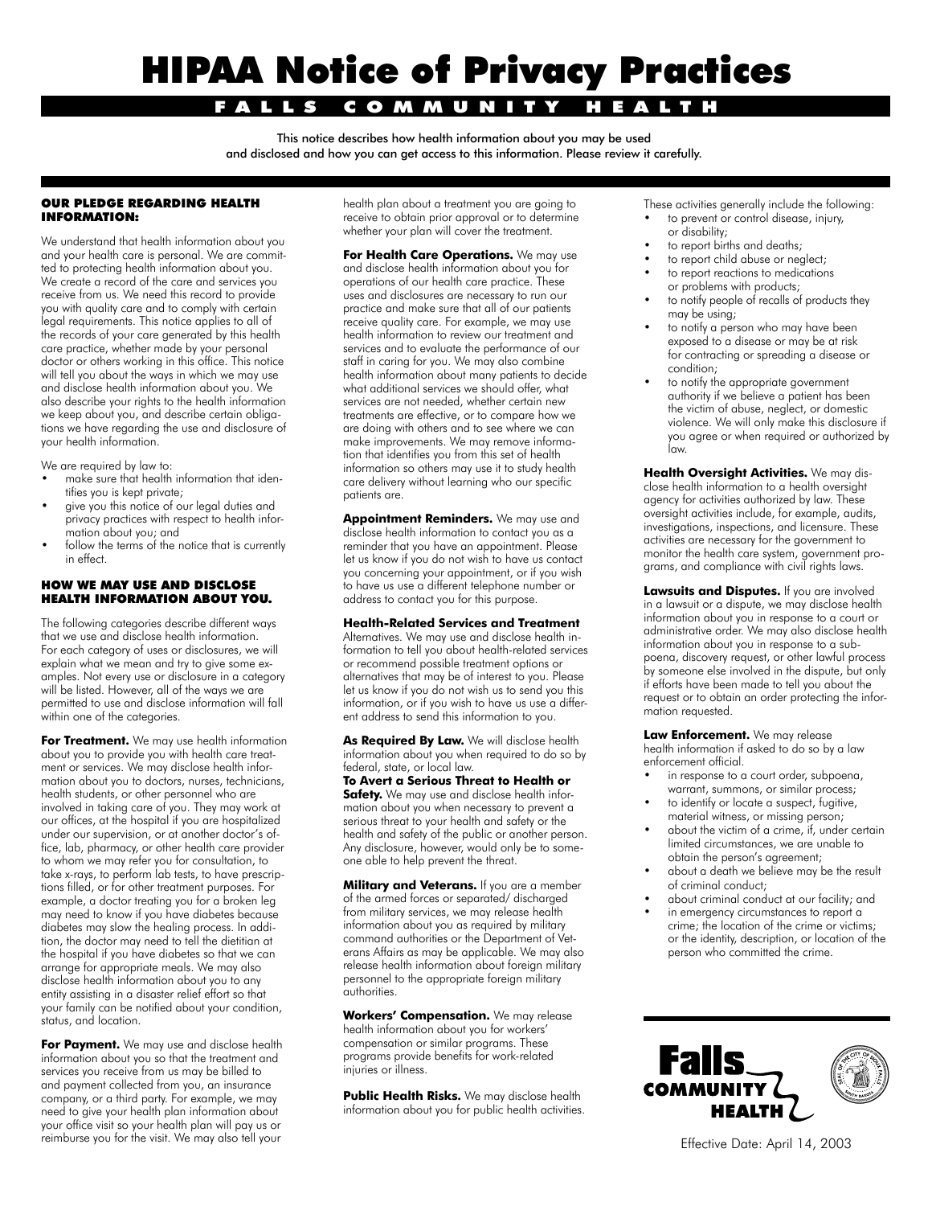# HIPAA Notice of Privacy Practices

## FALLS COMMUNITY HEALTH

This notice describes how health information about you may be used and disclosed and how you can get access to this information. Please review it carefully.

### OUR PLEDGE REGARDING HEALTH INFORMATION:

We understand that health information about you and your health care is personal. We are committed to protecting health information about you. We create a record of the care and services you receive from us. We need this record to provide you with quality care and to comply with certain legal requirements. This notice applies to all of the records of your care generated by this health care practice, whether made by your personal doctor or others working in this office. This notice will tell you about the ways in which we may use and disclose health information about you. We also describe your rights to the health information we keep about you, and describe certain obligations we have regarding the use and disclosure of your health information.

We are required by law to:

- make sure that health information that identifies you is kept private;
- give you this notice of our legal duties and privacy practices with respect to health information about you; and
- follow the terms of the notice that is currently in effect.

### HOW WE MAY USE AND DISCLOSE HEALTH INFORMATION ABOUT YOU.

The following categories describe different ways that we use and disclose health information. For each category of uses or disclosures, we will explain what we mean and try to give some examples. Not every use or disclosure in a category will be listed. However, all of the ways we are permitted to use and disclose information will fall within one of the categories.

**For Treatment.** We may use health information about you to provide you with health care treatment or services. We may disclose health information about you to doctors, nurses, technicians, health students, or other personnel who are involved in taking care of you. They may work at our offices, at the hospital if you are hospitalized under our supervision, or at another doctor's office, lab, pharmacy, or other health care provider to whom we may refer you for consultation, to take x-rays, to perform lab tests, to have prescriptions filled, or for other treatment purposes. For example, a doctor treating you for a broken leg may need to know if you have diabetes because diabetes may slow the healing process. In addition, the doctor may need to tell the dietitian at the hospital if you have diabetes so that we can arrange for appropriate meals. We may also disclose health information about you to any entity assisting in a disaster relief effort so that your family can be notified about your condition, status, and location.

**For Payment.** We may use and disclose health information about you so that the treatment and services you receive from us may be billed to and payment collected from you, an insurance company, or a third party. For example, we may need to give your health plan information about your office visit so your health plan will pay us or reimburse you for the visit. We may also tell your health plan about a treatment you are going to receive to obtain prior approval or to determine whether your plan will cover the treatment.

**For Health Care Operations.** We may use and disclose health information about you for operations of our health care practice. These uses and disclosures are necessary to run our practice and make sure that all of our patients receive quality care. For example, we may use health information to review our treatment and services and to evaluate the performance of our staff in caring for you. We may also combine health information about many patients to decide what additional services we should offer, what services are not needed, whether certain new treatments are effective, or to compare how we are doing with others and to see where we can make improvements. We may remove information that identifies you from this set of health information so others may use it to study health care delivery without learning who our specific patients are.

**Appointment Reminders.** We may use and disclose health information to contact you as a reminder that you have an appointment. Please let us know if you do not wish to have us contact you concerning your appointment, or if you wish to have us use a different telephone number or address to contact you for this purpose.

**Health-Related Services and Treatment** Alternatives. We may use and disclose health information to tell you about health-related services or recommend possible treatment options or alternatives that may be of interest to you. Please let us know if you do not wish us to send you this information, or if you wish to have us use a different address to send this information to you.

**As Required By Law.** We will disclose health information about you when required to do so by federal, state, or local law.

**To Avert a Serious Threat to Health or Safety.** We may use and disclose health information about you when necessary to prevent a serious threat to your health and safety or the health and safety of the public or another person. Any disclosure, however, would only be to someone able to help prevent the threat.

**Military and Veterans.** If you are a member of the armed forces or separated/ discharged from military services, we may release health information about you as required by military command authorities or the Department of Veterans Affairs as may be applicable. We may also release health information about foreign military personnel to the appropriate foreign military authorities.

**Workers' Compensation.** We may release health information about you for workers' compensation or similar programs. These programs provide benefits for work-related injuries or illness.

**Public Health Risks.** We may disclose health information about you for public health activities. These activities generally include the following:

- to prevent or control disease, injury, or disability;
- to report births and deaths;
- to report child abuse or neglect;
- to report reactions to medications or problems with products;
- to notify people of recalls of products they may be using;
- to notify a person who may have been exposed to a disease or may be at risk for contracting or spreading a disease or condition;
- to notify the appropriate government authority if we believe a patient has been the victim of abuse, neglect, or domestic violence. We will only make this disclosure if you agree or when required or authorized by law.

**Health Oversight Activities.** We may disclose health information to a health oversight agency for activities authorized by law. These oversight activities include, for example, audits, investigations, inspections, and licensure. These activities are necessary for the government to monitor the health care system, government programs, and compliance with civil rights laws.

**Lawsuits and Disputes.** If you are involved in a lawsuit or a dispute, we may disclose health information about you in response to a court or administrative order. We may also disclose health information about you in response to a subpoena, discovery request, or other lawful process by someone else involved in the dispute, but only if efforts have been made to tell you about the request or to obtain an order protecting the information requested.

**Law Enforcement.** We may release health information if asked to do so by a law enforcement official.

- in response to a court order, subpoena, warrant, summons, or similar process;
- to identify or locate a suspect, fugitive, material witness, or missing person;
- about the victim of a crime, if, under certain limited circumstances, we are unable to obtain the person's agreement;
- about a death we believe may be the result of criminal conduct;
- about criminal conduct at our facility; and
- in emergency circumstances to report a crime; the location of the crime or victims; or the identity, description, or location of the person who committed the crime.

Falls COMMUNITY HEALTH

Effective Date: April 14, 2003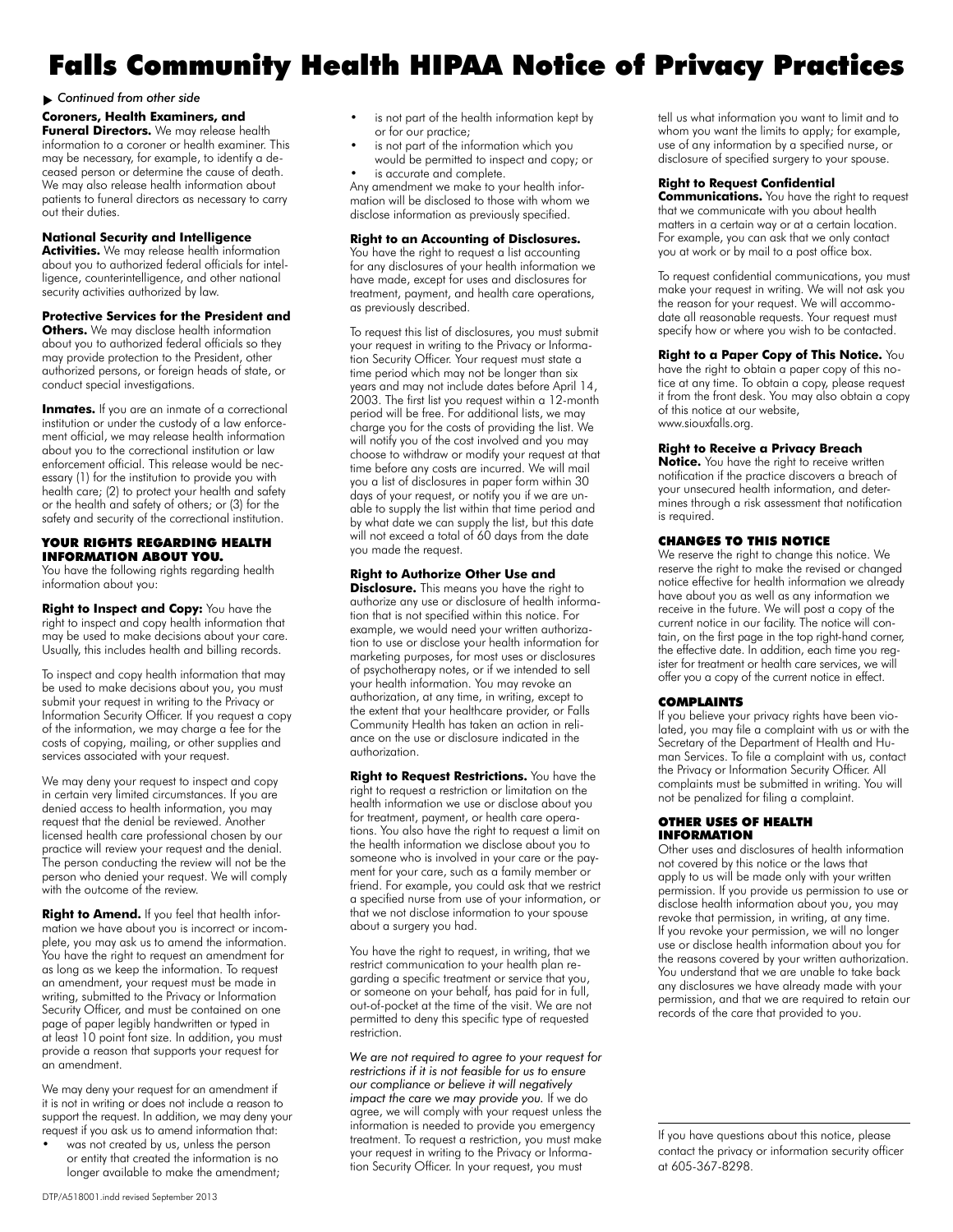# Falls Community Health HIPAA Notice of Privacy Practices

*Continued from other side*

**Coroners, Health Examiners, and Funeral Directors.** We may release health information to a coroner or health examiner. This may be necessary, for example, to identify a deceased person or determine the cause of death. We may also release health information about patients to funeral directors as necessary to carry out their duties.

**National Security and Intelligence Activities.** We may release health information about you to authorized federal officials for intelligence, counterintelligence, and other national security activities authorized by law.

**Protective Services for the President and Others.** We may disclose health information about you to authorized federal officials so they may provide protection to the President, other authorized persons, or foreign heads of state, or conduct special investigations.

**Inmates.** If you are an inmate of a correctional institution or under the custody of a law enforcement official, we may release health information about you to the correctional institution or law enforcement official. This release would be necessary (1) for the institution to provide you with health care; (2) to protect your health and safety or the health and safety of others; or (3) for the safety and security of the correctional institution.

## YOUR RIGHTS REGARDING HEALTH INFORMATION ABOUT YOU.

You have the following rights regarding health information about you:

**Right to Inspect and Copy:** You have the right to inspect and copy health information that may be used to make decisions about your care. Usually, this includes health and billing records.

To inspect and copy health information that may be used to make decisions about you, you must submit your request in writing to the Privacy or Information Security Officer. If you request a copy of the information, we may charge a fee for the costs of copying, mailing, or other supplies and services associated with your request.

We may deny your request to inspect and copy in certain very limited circumstances. If you are denied access to health information, you may request that the denial be reviewed. Another licensed health care professional chosen by our practice will review your request and the denial. The person conducting the review will not be the person who denied your request. We will comply with the outcome of the review.

**Right to Amend.** If you feel that health information we have about you is incorrect or incomplete, you may ask us to amend the information. You have the right to request an amendment for as long as we keep the information. To request an amendment, your request must be made in writing, submitted to the Privacy or Information Security Officer, and must be contained on one page of paper legibly handwritten or typed in at least 10 point font size. In addition, you must provide a reason that supports your request for an amendment.

We may deny your request for an amendment if it is not in writing or does not include a reason to support the request. In addition, we may deny your request if you ask us to amend information that:

- was not created by us, unless the person or entity that created the information is no longer available to make the amendment;
- is not part of the health information kept by or for our practice;
- is not part of the information which you would be permitted to inspect and copy; or
- is accurate and complete.

Any amendment we make to your health information will be disclosed to those with whom we disclose information as previously specified.

**Right to an Accounting of Disclosures.** You have the right to request a list accounting for any disclosures of your health information we have made, except for uses and disclosures for treatment, payment, and health care operations, as previously described.

To request this list of disclosures, you must submit your request in writing to the Privacy or Information Security Officer. Your request must state a time period which may not be longer than six years and may not include dates before April 14, 2003. The first list you request within a 12-month period will be free. For additional lists, we may charge you for the costs of providing the list. We will notify you of the cost involved and you may choose to withdraw or modify your request at that time before any costs are incurred. We will mail you a list of disclosures in paper form within 30 days of your request, or notify you if we are unable to supply the list within that time period and by what date we can supply the list, but this date will not exceed a total of 60 days from the date you made the request.

**Right to Authorize Other Use and Disclosure.** This means you have the right to authorize any use or disclosure of health information that is not specified within this notice. For example, we would need your written authorization to use or disclose your health information for marketing purposes, for most uses or disclosures of psychotherapy notes, or if we intended to sell your health information. You may revoke an authorization, at any time, in writing, except to the extent that your healthcare provider, or Falls Community Health has taken an action in reliance on the use or disclosure indicated in the authorization.

**Right to Request Restrictions.** You have the right to request a restriction or limitation on the health information we use or disclose about you for treatment, payment, or health care operations. You also have the right to request a limit on the health information we disclose about you to someone who is involved in your care or the payment for your care, such as a family member or friend. For example, you could ask that we restrict a specified nurse from use of your information, or that we not disclose information to your spouse about a surgery you had.

You have the right to request, in writing, that we restrict communication to your health plan regarding a specific treatment or service that you, or someone on your behalf, has paid for in full, out-of-pocket at the time of the visit. We are not permitted to deny this specific type of requested restriction.

*We are not required to agree to your request for restrictions if it is not feasible for us to ensure our compliance or believe it will negatively impact the care we may provide you.* If we do agree, we will comply with your request unless the information is needed to provide you emergency treatment. To request a restriction, you must make your request in writing to the Privacy or Information Security Officer. In your request, you must tell us what information you want to limit and to whom you want the limits to apply; for example, use of any information by a specified nurse, or disclosure of specified surgery to your spouse.

**Right to Request Confidential Communications.** You have the right to request that we communicate with you about health matters in a certain way or at a certain location. For example, you can ask that we only contact you at work or by mail to a post office box.

To request confidential communications, you must make your request in writing. We will not ask you the reason for your request. We will accommodate all reasonable requests. Your request must specify how or where you wish to be contacted.

**Right to a Paper Copy of This Notice.** You have the right to obtain a paper copy of this notice at any time. To obtain a copy, please request it from the front desk. You may also obtain a copy of this notice at our website, www.siouxfalls.org.

**Right to Receive a Privacy Breach Notice.** You have the right to receive written notification if the practice discovers a breach of your unsecured health information, and determines through a risk assessment that notification is required.

## CHANGES TO THIS NOTICE

We reserve the right to change this notice. We reserve the right to make the revised or changed notice effective for health information we already have about you as well as any information we receive in the future. We will post a copy of the current notice in our facility. The notice will contain, on the first page in the top right-hand corner, the effective date. In addition, each time you register for treatment or health care services, we will offer you a copy of the current notice in effect.

## COMPLAINTS

If you believe your privacy rights have been violated, you may file a complaint with us or with the Secretary of the Department of Health and Human Services. To file a complaint with us, contact the Privacy or Information Security Officer. All complaints must be submitted in writing. You will not be penalized for filing a complaint.

## OTHER USES OF HEALTH INFORMATION

Other uses and disclosures of health information not covered by this notice or the laws that apply to us will be made only with your written permission. If you provide us permission to use or disclose health information about you, you may revoke that permission, in writing, at any time. If you revoke your permission, we will no longer use or disclose health information about you for the reasons covered by your written authorization. You understand that we are unable to take back any disclosures we have already made with your permission, and that we are required to retain our records of the care that provided to you.

---

If you have questions about this notice, please contact the privacy or information security officer at 605-367-8298.

DTP/A518001.indd revised September 2013